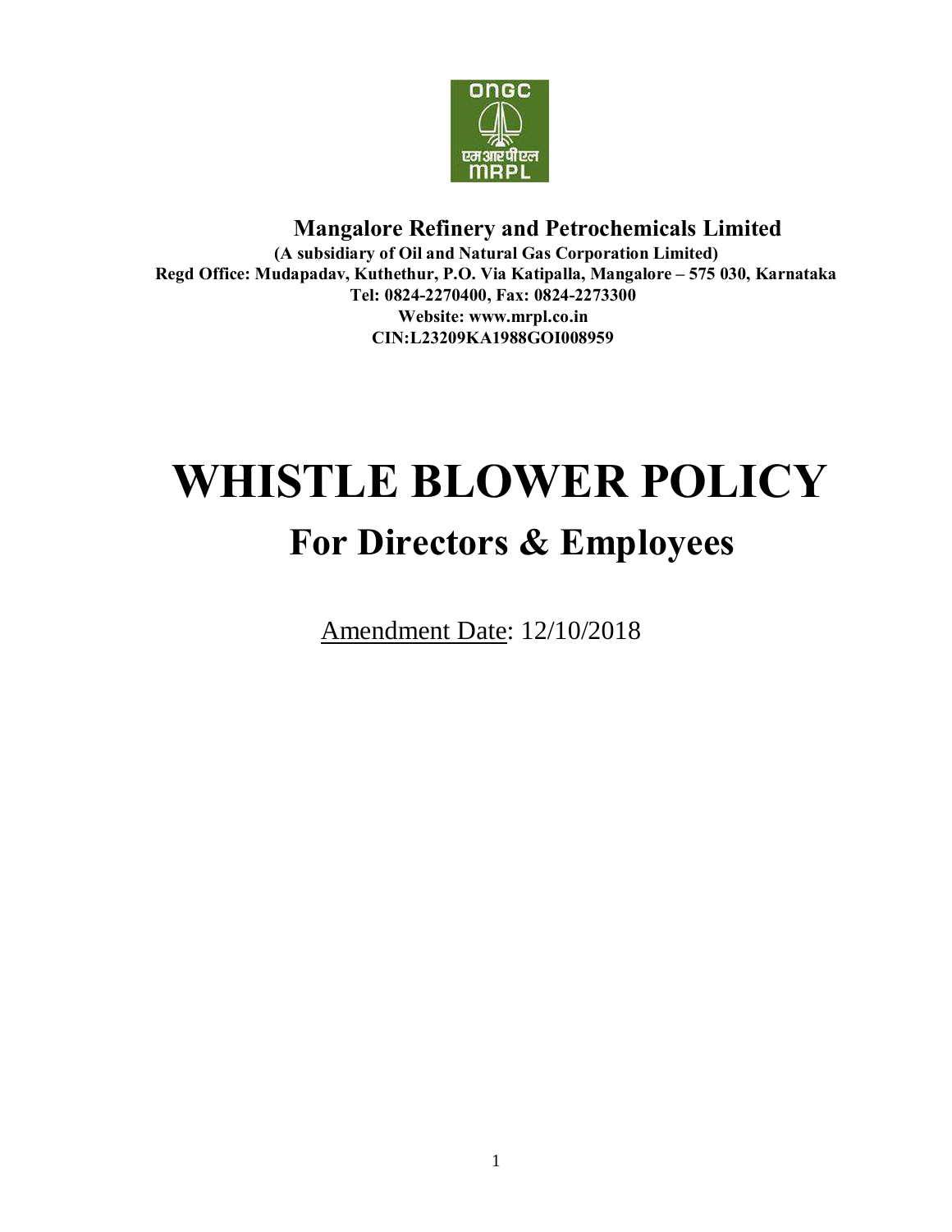**Mangalore Refinery and Petrochemicals Limited**

**(A subsidiary of Oil and Natural Gas Corporation Limited)**

**Regd Office: Mudapadav, Kuthethur, P.O. Via Katipalla, Mangalore – 575 030, Karnataka**

**Tel: 0824-2270400, Fax: 0824-2273300**

**Website: www.mrpl.co.in**

**CIN:L23209KA1988GOI008959**

# WHISTLE BLOWER POLICY

## For Directors & Employees

Amendment Date: 12/10/2018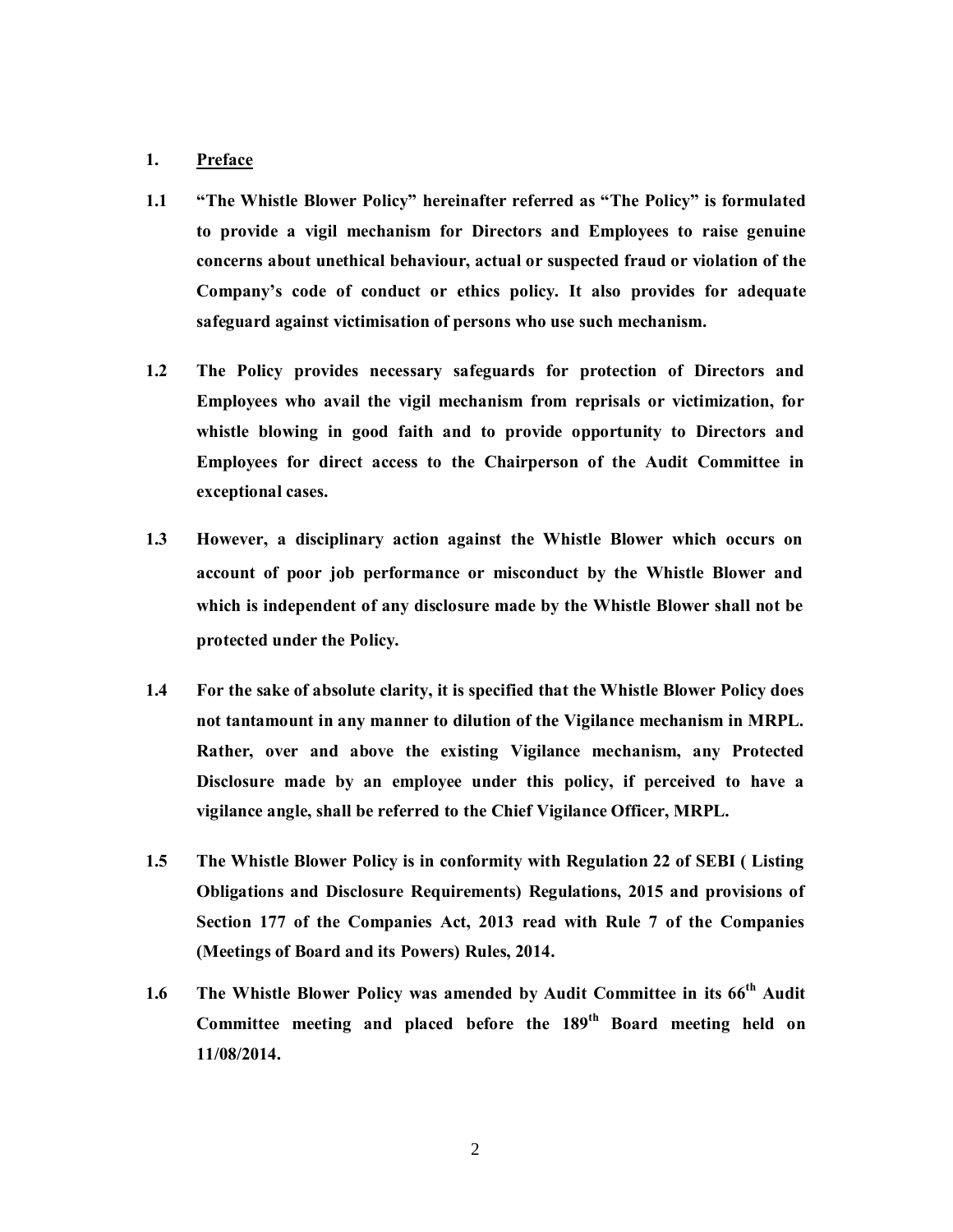## 1. Preface

**1.1 "The Whistle Blower Policy" hereinafter referred as "The Policy" is formulated to provide a vigil mechanism for Directors and Employees to raise genuine concerns about unethical behaviour, actual or suspected fraud or violation of the Company's code of conduct or ethics policy. It also provides for adequate safeguard against victimisation of persons who use such mechanism.**

**1.2 The Policy provides necessary safeguards for protection of Directors and Employees who avail the vigil mechanism from reprisals or victimization, for whistle blowing in good faith and to provide opportunity to Directors and Employees for direct access to the Chairperson of the Audit Committee in exceptional cases.**

**1.3 However, a disciplinary action against the Whistle Blower which occurs on account of poor job performance or misconduct by the Whistle Blower and which is independent of any disclosure made by the Whistle Blower shall not be protected under the Policy.**

**1.4 For the sake of absolute clarity, it is specified that the Whistle Blower Policy does not tantamount in any manner to dilution of the Vigilance mechanism in MRPL. Rather, over and above the existing Vigilance mechanism, any Protected Disclosure made by an employee under this policy, if perceived to have a vigilance angle, shall be referred to the Chief Vigilance Officer, MRPL.**

**1.5 The Whistle Blower Policy is in conformity with Regulation 22 of SEBI ( Listing Obligations and Disclosure Requirements) Regulations, 2015 and provisions of Section 177 of the Companies Act, 2013 read with Rule 7 of the Companies (Meetings of Board and its Powers) Rules, 2014.**

**1.6 The Whistle Blower Policy was amended by Audit Committee in its 66th Audit Committee meeting and placed before the 189th Board meeting held on 11/08/2014.**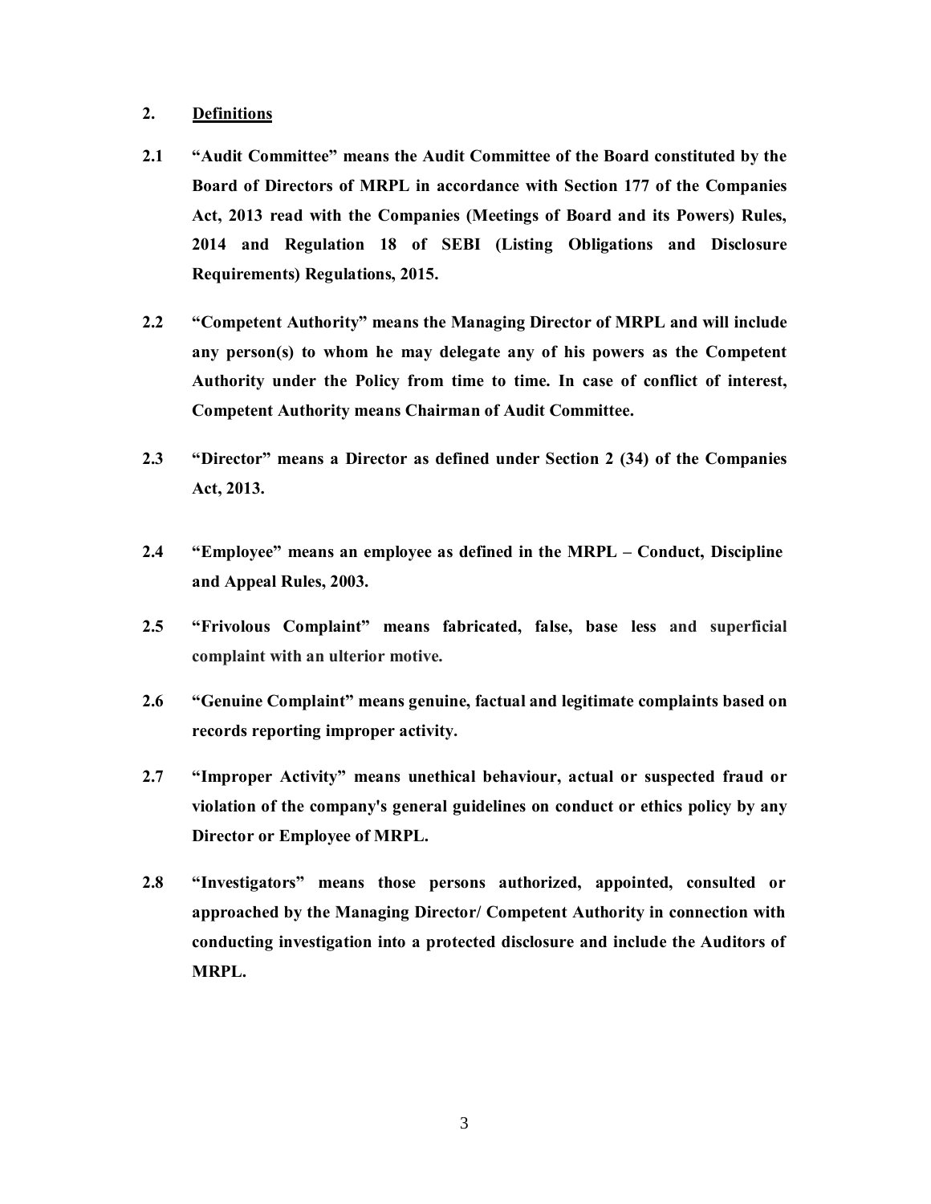## 2. Definitions

**2.1 "Audit Committee" means the Audit Committee of the Board constituted by the Board of Directors of MRPL in accordance with Section 177 of the Companies Act, 2013 read with the Companies (Meetings of Board and its Powers) Rules, 2014 and Regulation 18 of SEBI (Listing Obligations and Disclosure Requirements) Regulations, 2015.**

**2.2 "Competent Authority" means the Managing Director of MRPL and will include any person(s) to whom he may delegate any of his powers as the Competent Authority under the Policy from time to time. In case of conflict of interest, Competent Authority means Chairman of Audit Committee.**

**2.3 "Director" means a Director as defined under Section 2 (34) of the Companies Act, 2013.**

**2.4 "Employee" means an employee as defined in the MRPL – Conduct, Discipline and Appeal Rules, 2003.**

**2.5 "Frivolous Complaint" means fabricated, false, base less and superficial complaint with an ulterior motive.**

**2.6 "Genuine Complaint" means genuine, factual and legitimate complaints based on records reporting improper activity.**

**2.7 "Improper Activity" means unethical behaviour, actual or suspected fraud or violation of the company's general guidelines on conduct or ethics policy by any Director or Employee of MRPL.**

**2.8 "Investigators" means those persons authorized, appointed, consulted or approached by the Managing Director/ Competent Authority in connection with conducting investigation into a protected disclosure and include the Auditors of MRPL.**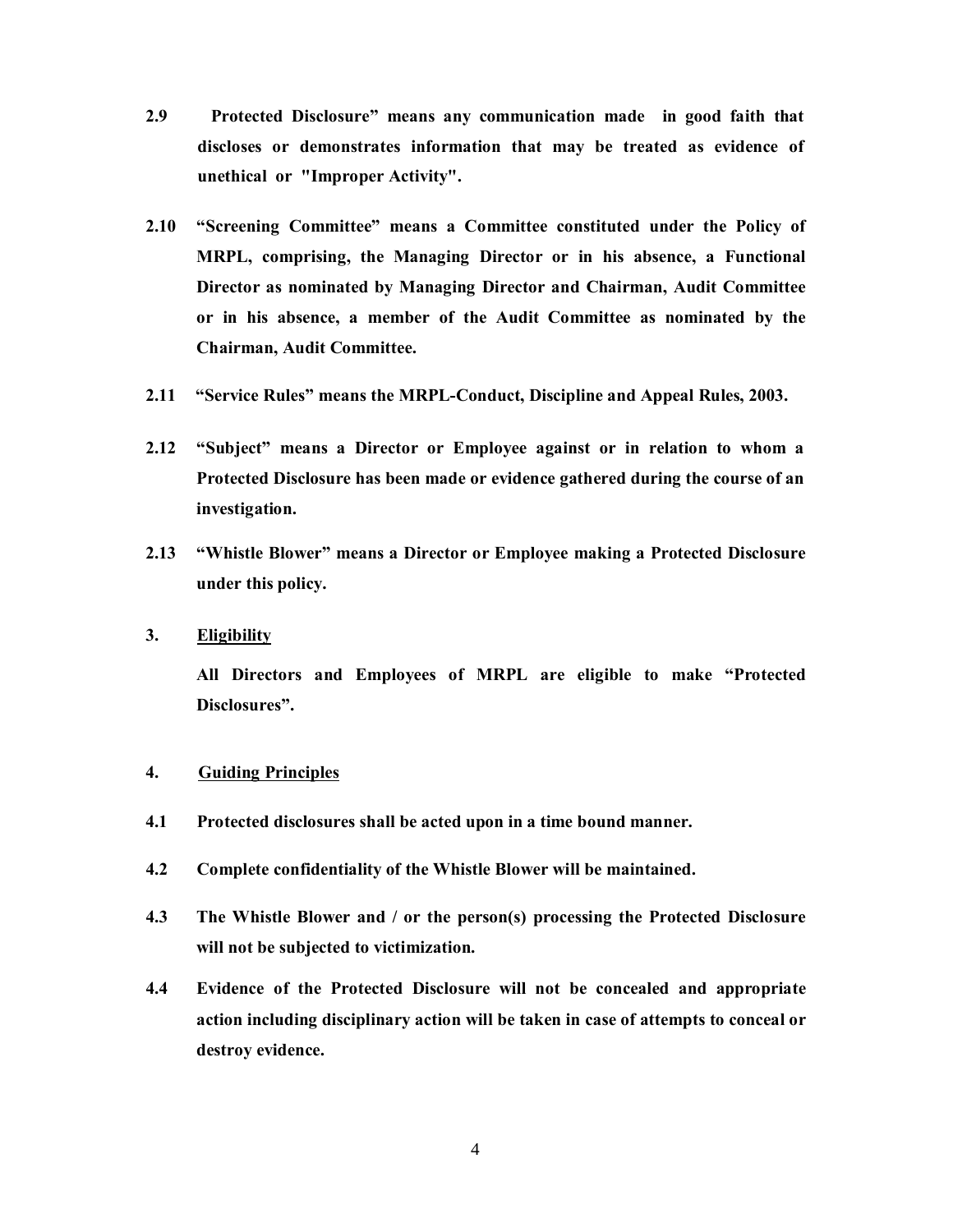**2.9 Protected Disclosure" means any communication made in good faith that discloses or demonstrates information that may be treated as evidence of unethical or "Improper Activity".**

**2.10 "Screening Committee" means a Committee constituted under the Policy of MRPL, comprising, the Managing Director or in his absence, a Functional Director as nominated by Managing Director and Chairman, Audit Committee or in his absence, a member of the Audit Committee as nominated by the Chairman, Audit Committee.**

**2.11 "Service Rules" means the MRPL-Conduct, Discipline and Appeal Rules, 2003.**

**2.12 "Subject" means a Director or Employee against or in relation to whom a Protected Disclosure has been made or evidence gathered during the course of an investigation.**

**2.13 "Whistle Blower" means a Director or Employee making a Protected Disclosure under this policy.**

## 3. Eligibility

**All Directors and Employees of MRPL are eligible to make "Protected Disclosures".**

## 4. Guiding Principles

**4.1 Protected disclosures shall be acted upon in a time bound manner.**

**4.2 Complete confidentiality of the Whistle Blower will be maintained.**

**4.3 The Whistle Blower and / or the person(s) processing the Protected Disclosure will not be subjected to victimization.**

**4.4 Evidence of the Protected Disclosure will not be concealed and appropriate action including disciplinary action will be taken in case of attempts to conceal or destroy evidence.**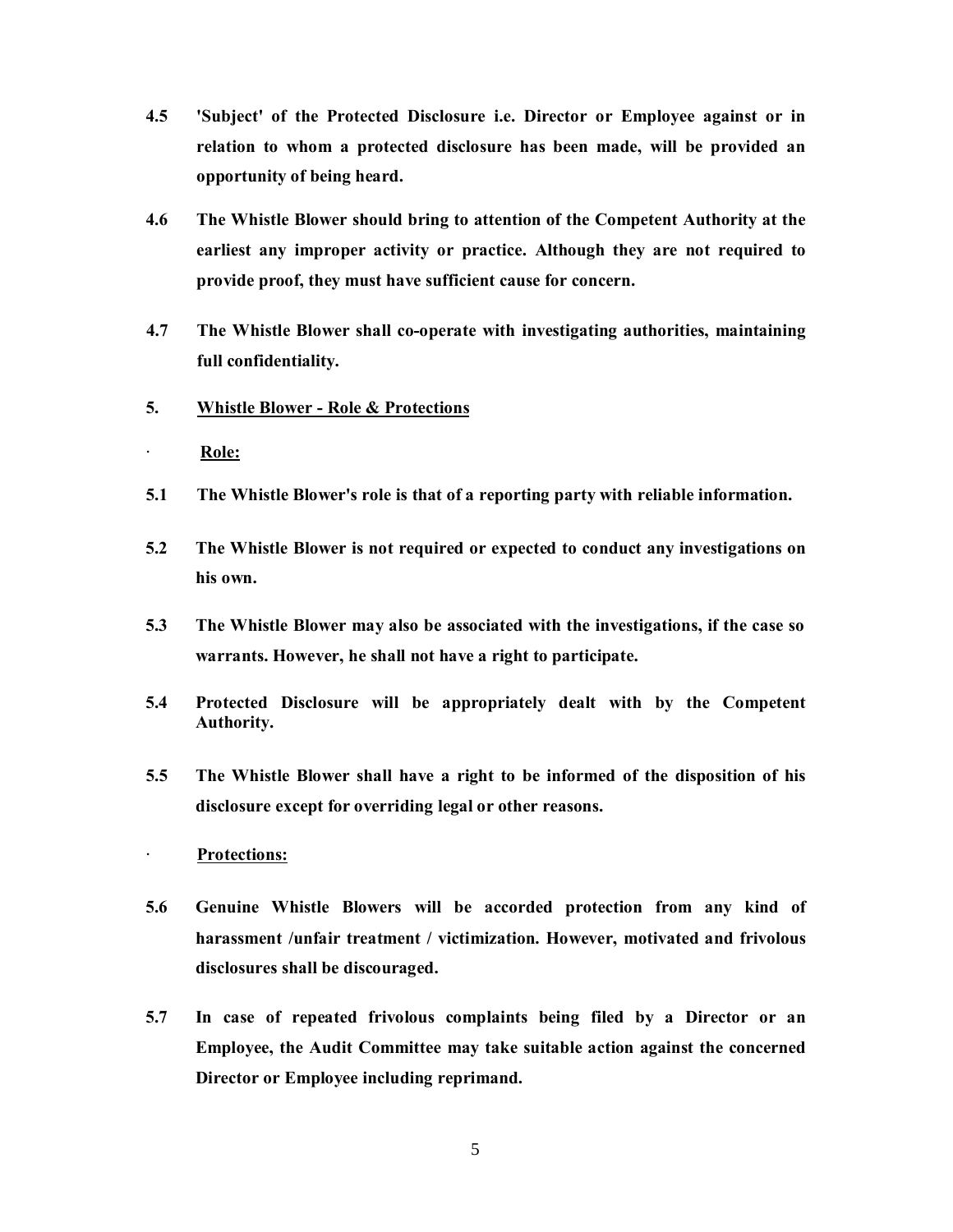**4.5 'Subject' of the Protected Disclosure i.e. Director or Employee against or in relation to whom a protected disclosure has been made, will be provided an opportunity of being heard.**

**4.6 The Whistle Blower should bring to attention of the Competent Authority at the earliest any improper activity or practice. Although they are not required to provide proof, they must have sufficient cause for concern.**

**4.7 The Whistle Blower shall co-operate with investigating authorities, maintaining full confidentiality.**

## 5. Whistle Blower - Role & Protections

· **Role:**

**5.1 The Whistle Blower's role is that of a reporting party with reliable information.**

**5.2 The Whistle Blower is not required or expected to conduct any investigations on his own.**

**5.3 The Whistle Blower may also be associated with the investigations, if the case so warrants. However, he shall not have a right to participate.**

**5.4 Protected Disclosure will be appropriately dealt with by the Competent Authority.**

**5.5 The Whistle Blower shall have a right to be informed of the disposition of his disclosure except for overriding legal or other reasons.**

· **Protections:**

**5.6 Genuine Whistle Blowers will be accorded protection from any kind of harassment /unfair treatment / victimization. However, motivated and frivolous disclosures shall be discouraged.**

**5.7 In case of repeated frivolous complaints being filed by a Director or an Employee, the Audit Committee may take suitable action against the concerned Director or Employee including reprimand.**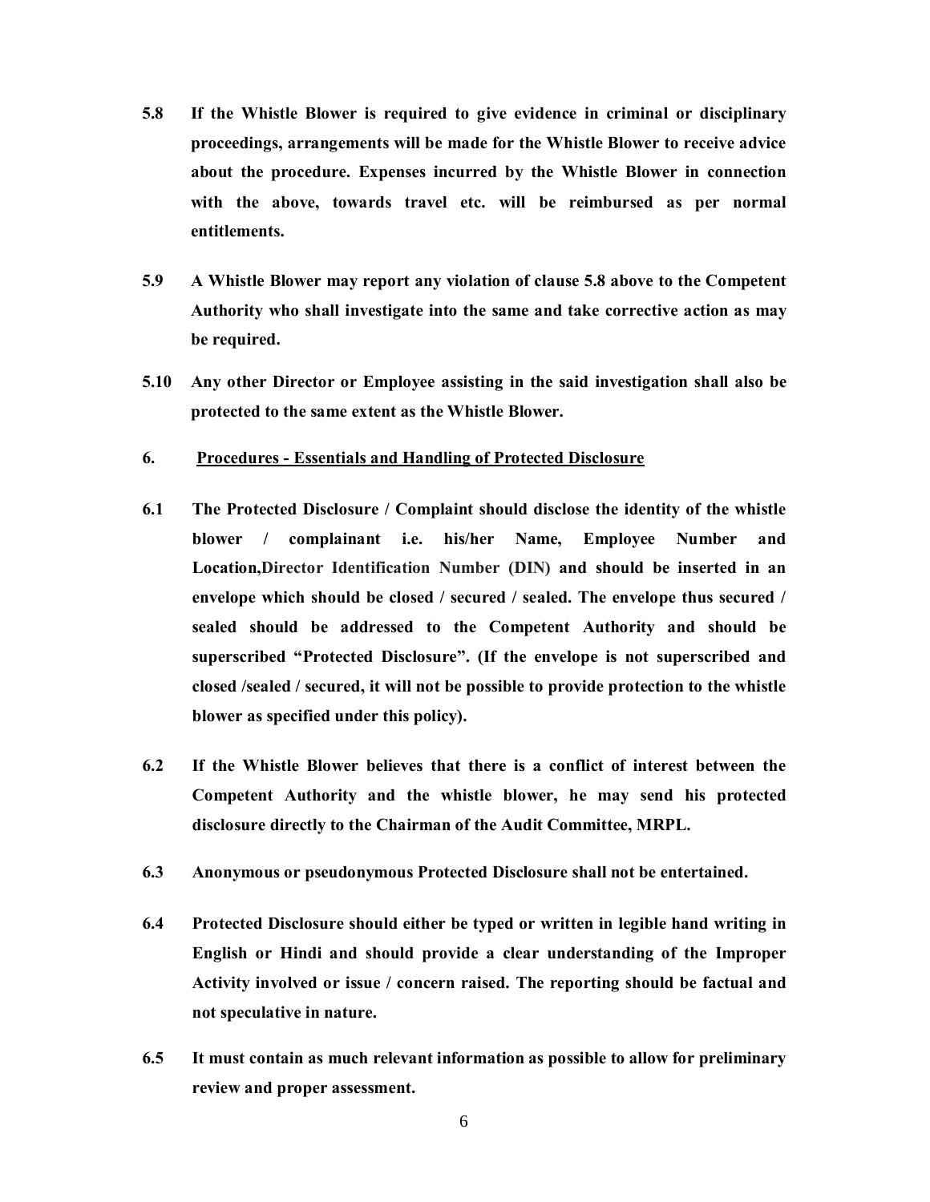**5.8 If the Whistle Blower is required to give evidence in criminal or disciplinary proceedings, arrangements will be made for the Whistle Blower to receive advice about the procedure. Expenses incurred by the Whistle Blower in connection with the above, towards travel etc. will be reimbursed as per normal entitlements.**

**5.9 A Whistle Blower may report any violation of clause 5.8 above to the Competent Authority who shall investigate into the same and take corrective action as may be required.**

**5.10 Any other Director or Employee assisting in the said investigation shall also be protected to the same extent as the Whistle Blower.**

**6. Procedures - Essentials and Handling of Protected Disclosure**

**6.1 The Protected Disclosure / Complaint should disclose the identity of the whistle blower / complainant i.e. his/her Name, Employee Number and Location,Director Identification Number (DIN) and should be inserted in an envelope which should be closed / secured / sealed. The envelope thus secured / sealed should be addressed to the Competent Authority and should be superscribed "Protected Disclosure". (If the envelope is not superscribed and closed /sealed / secured, it will not be possible to provide protection to the whistle blower as specified under this policy).**

**6.2 If the Whistle Blower believes that there is a conflict of interest between the Competent Authority and the whistle blower, he may send his protected disclosure directly to the Chairman of the Audit Committee, MRPL.**

**6.3 Anonymous or pseudonymous Protected Disclosure shall not be entertained.**

**6.4 Protected Disclosure should either be typed or written in legible hand writing in English or Hindi and should provide a clear understanding of the Improper Activity involved or issue / concern raised. The reporting should be factual and not speculative in nature.**

**6.5 It must contain as much relevant information as possible to allow for preliminary review and proper assessment.**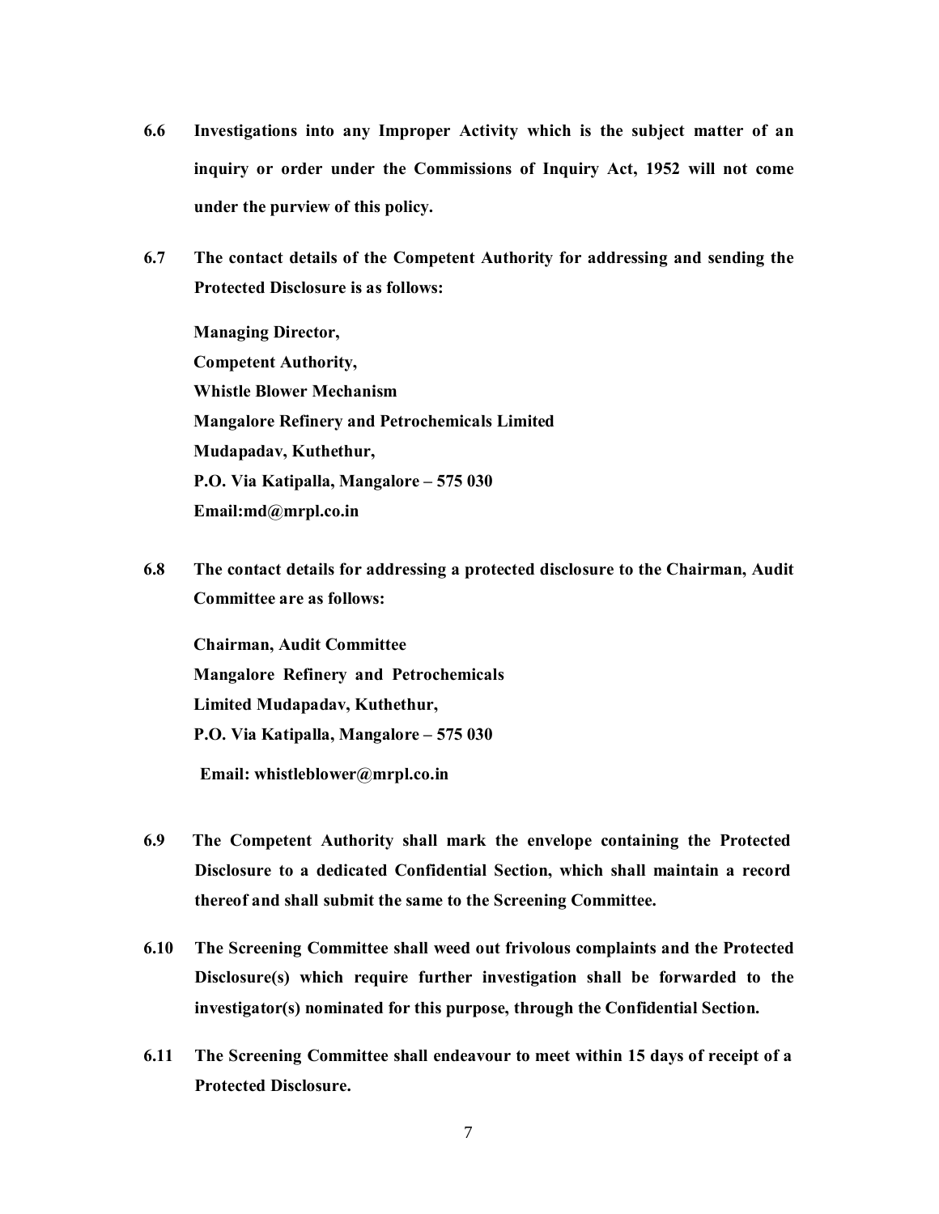**6.6 Investigations into any Improper Activity which is the subject matter of an inquiry or order under the Commissions of Inquiry Act, 1952 will not come under the purview of this policy.**

**6.7 The contact details of the Competent Authority for addressing and sending the Protected Disclosure is as follows:**

**Managing Director,**
**Competent Authority,**
**Whistle Blower Mechanism**
**Mangalore Refinery and Petrochemicals Limited**
**Mudapadav, Kuthethur,**
**P.O. Via Katipalla, Mangalore – 575 030**
**Email:md@mrpl.co.in**

**6.8 The contact details for addressing a protected disclosure to the Chairman, Audit Committee are as follows:**

**Chairman, Audit Committee**
**Mangalore Refinery and Petrochemicals**
**Limited Mudapadav, Kuthethur,**
**P.O. Via Katipalla, Mangalore – 575 030**

**Email: whistleblower@mrpl.co.in**

**6.9 The Competent Authority shall mark the envelope containing the Protected Disclosure to a dedicated Confidential Section, which shall maintain a record thereof and shall submit the same to the Screening Committee.**

**6.10 The Screening Committee shall weed out frivolous complaints and the Protected Disclosure(s) which require further investigation shall be forwarded to the investigator(s) nominated for this purpose, through the Confidential Section.**

**6.11 The Screening Committee shall endeavour to meet within 15 days of receipt of a Protected Disclosure.**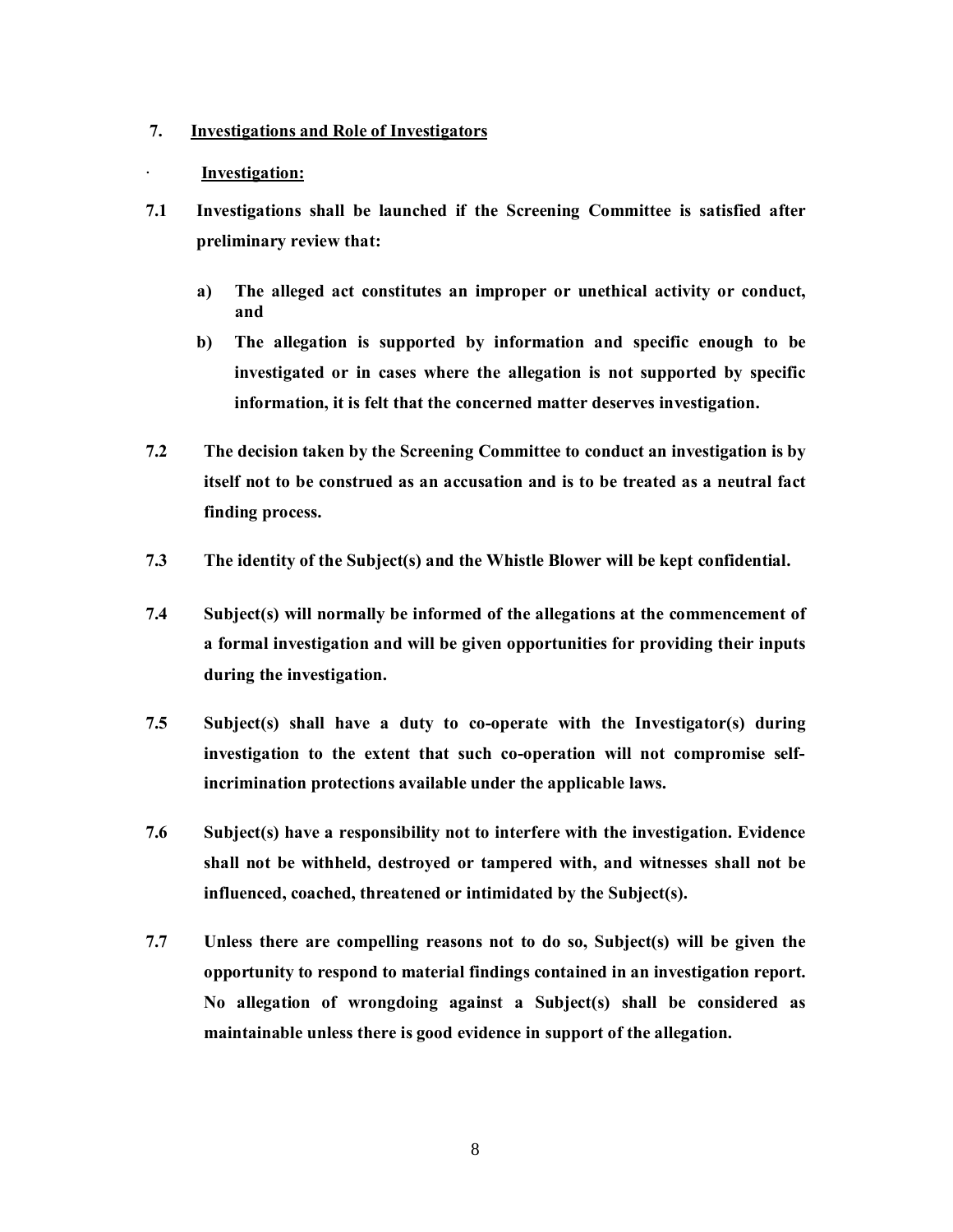## 7. Investigations and Role of Investigators

· **Investigation:**

**7.1 Investigations shall be launched if the Screening Committee is satisfied after preliminary review that:**

**a) The alleged act constitutes an improper or unethical activity or conduct, and**

**b) The allegation is supported by information and specific enough to be investigated or in cases where the allegation is not supported by specific information, it is felt that the concerned matter deserves investigation.**

**7.2 The decision taken by the Screening Committee to conduct an investigation is by itself not to be construed as an accusation and is to be treated as a neutral fact finding process.**

**7.3 The identity of the Subject(s) and the Whistle Blower will be kept confidential.**

**7.4 Subject(s) will normally be informed of the allegations at the commencement of a formal investigation and will be given opportunities for providing their inputs during the investigation.**

**7.5 Subject(s) shall have a duty to co-operate with the Investigator(s) during investigation to the extent that such co-operation will not compromise self-incrimination protections available under the applicable laws.**

**7.6 Subject(s) have a responsibility not to interfere with the investigation. Evidence shall not be withheld, destroyed or tampered with, and witnesses shall not be influenced, coached, threatened or intimidated by the Subject(s).**

**7.7 Unless there are compelling reasons not to do so, Subject(s) will be given the opportunity to respond to material findings contained in an investigation report. No allegation of wrongdoing against a Subject(s) shall be considered as maintainable unless there is good evidence in support of the allegation.**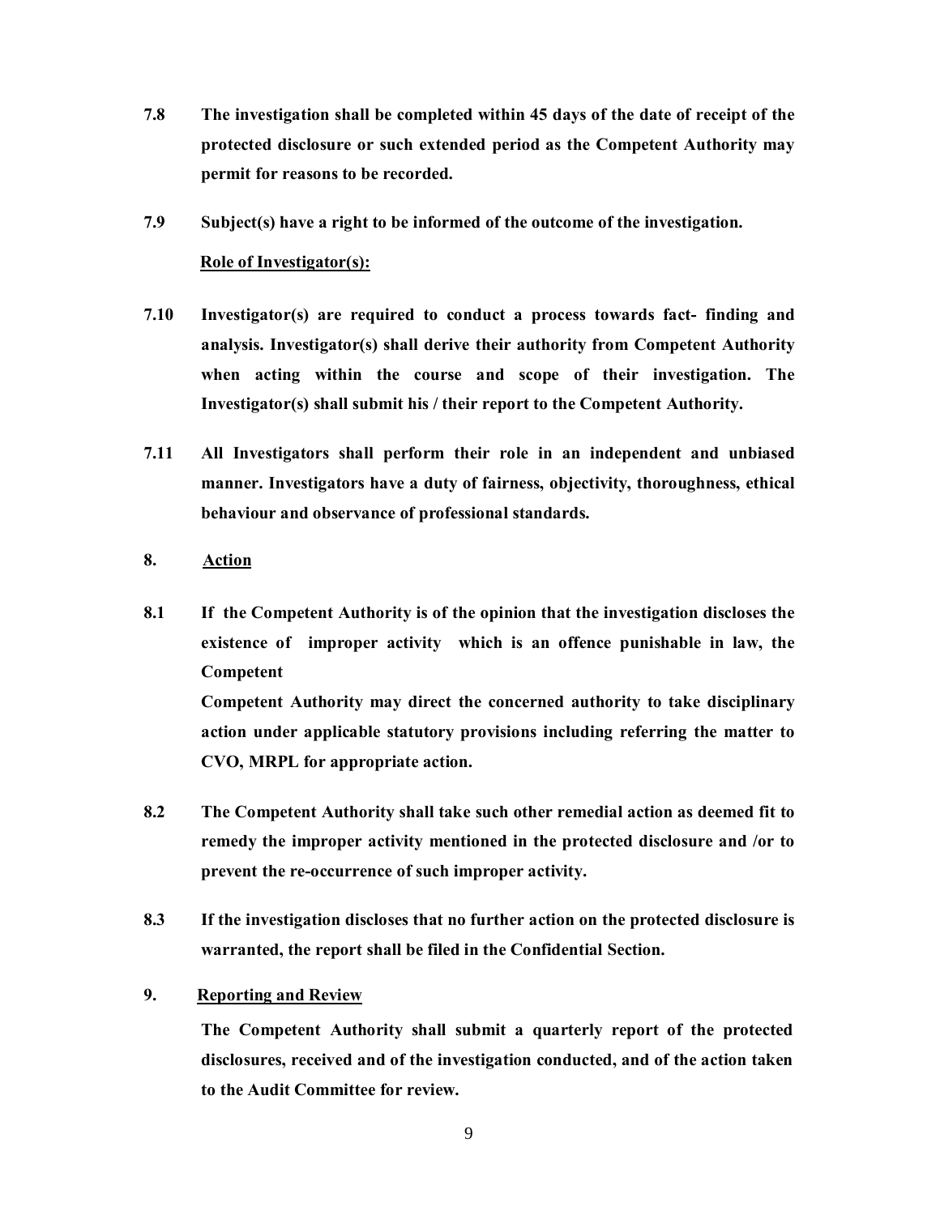**7.8 The investigation shall be completed within 45 days of the date of receipt of the protected disclosure or such extended period as the Competent Authority may permit for reasons to be recorded.**

**7.9 Subject(s) have a right to be informed of the outcome of the investigation.**

**Role of Investigator(s):**

**7.10 Investigator(s) are required to conduct a process towards fact- finding and analysis. Investigator(s) shall derive their authority from Competent Authority when acting within the course and scope of their investigation. The Investigator(s) shall submit his / their report to the Competent Authority.**

**7.11 All Investigators shall perform their role in an independent and unbiased manner. Investigators have a duty of fairness, objectivity, thoroughness, ethical behaviour and observance of professional standards.**

## 8. Action

**8.1 If the Competent Authority is of the opinion that the investigation discloses the existence of improper activity which is an offence punishable in law, the Competent**

**Competent Authority may direct the concerned authority to take disciplinary action under applicable statutory provisions including referring the matter to CVO, MRPL for appropriate action.**

**8.2 The Competent Authority shall take such other remedial action as deemed fit to remedy the improper activity mentioned in the protected disclosure and /or to prevent the re-occurrence of such improper activity.**

**8.3 If the investigation discloses that no further action on the protected disclosure is warranted, the report shall be filed in the Confidential Section.**

## 9. Reporting and Review

**The Competent Authority shall submit a quarterly report of the protected disclosures, received and of the investigation conducted, and of the action taken to the Audit Committee for review.**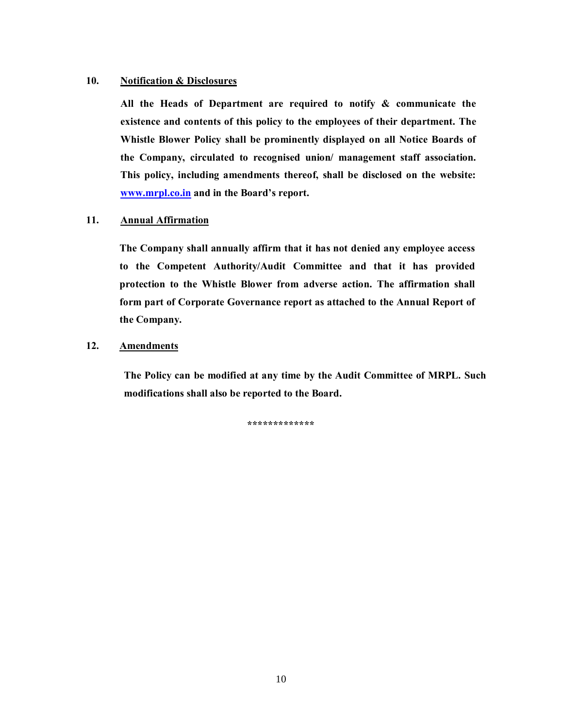**10. Notification & Disclosures**

**All the Heads of Department are required to notify & communicate the existence and contents of this policy to the employees of their department. The Whistle Blower Policy shall be prominently displayed on all Notice Boards of the Company, circulated to recognised union/ management staff association. This policy, including amendments thereof, shall be disclosed on the website: www.mrpl.co.in and in the Board's report.**

**11. Annual Affirmation**

**The Company shall annually affirm that it has not denied any employee access to the Competent Authority/Audit Committee and that it has provided protection to the Whistle Blower from adverse action. The affirmation shall form part of Corporate Governance report as attached to the Annual Report of the Company.**

**12. Amendments**

**The Policy can be modified at any time by the Audit Committee of MRPL. Such modifications shall also be reported to the Board.**

*************